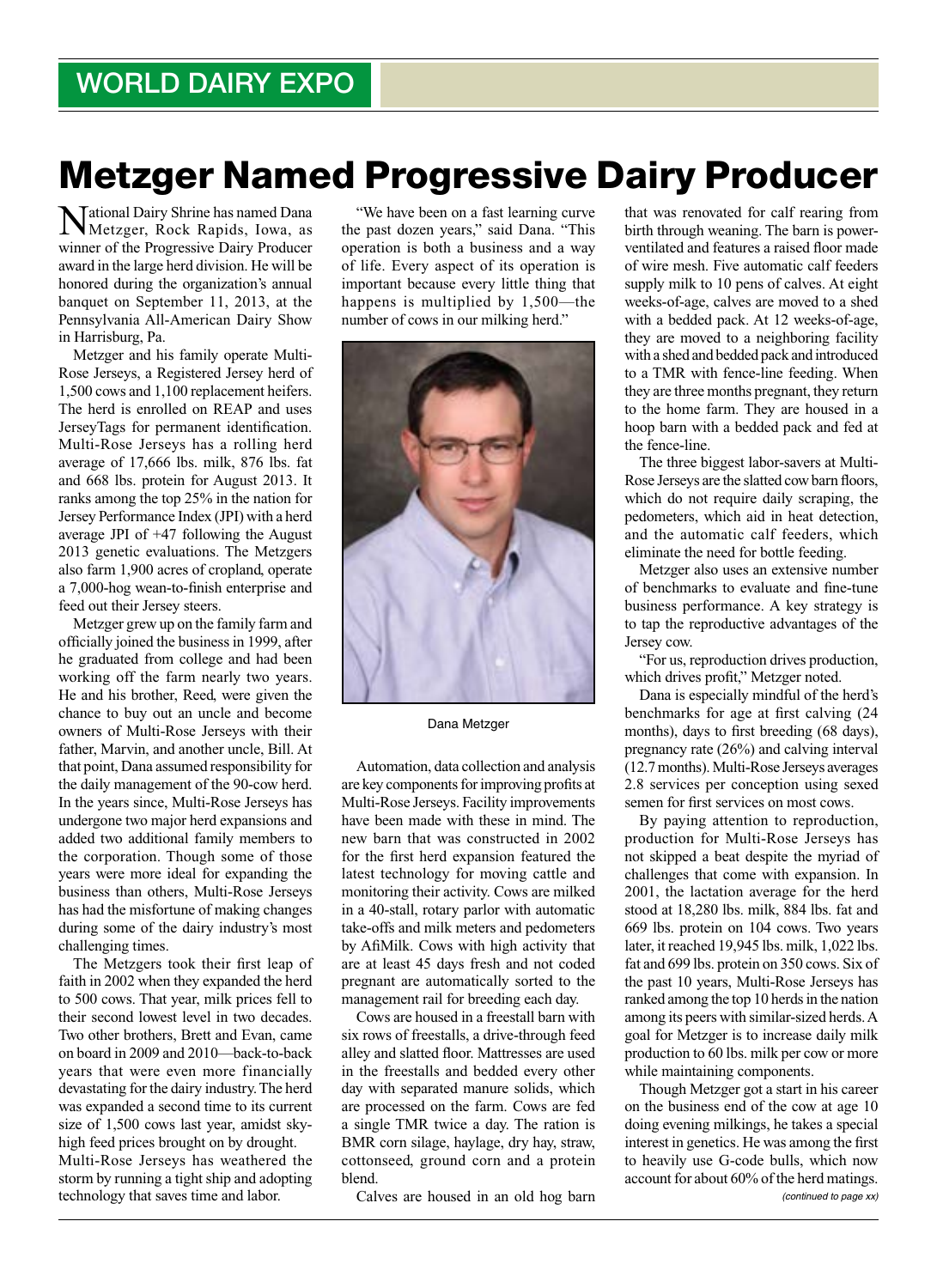## WORLD DAIRY EXPO

# Metzger Named Progressive Dairy Producer

National Dairy Shrine has named Dana Metzger, Rock Rapids, Iowa, as winner of the Progressive Dairy Producer award in the large herd division. He will be honored during the organization's annual banquet on September 11, 2013, at the Pennsylvania All-American Dairy Show in Harrisburg, Pa.

Metzger and his family operate Multi-Rose Jerseys, a Registered Jersey herd of 1,500 cows and 1,100 replacement heifers. The herd is enrolled on REAP and uses JerseyTags for permanent identification. Multi-Rose Jerseys has a rolling herd average of 17,666 lbs. milk, 876 lbs. fat and 668 lbs. protein for August 2013. It ranks among the top 25% in the nation for Jersey Performance Index (JPI) with a herd average JPI of +47 following the August 2013 genetic evaluations. The Metzgers also farm 1,900 acres of cropland, operate a 7,000-hog wean-to-finish enterprise and feed out their Jersey steers.

Metzger grew up on the family farm and officially joined the business in 1999, after he graduated from college and had been working off the farm nearly two years. He and his brother, Reed, were given the chance to buy out an uncle and become owners of Multi-Rose Jerseys with their father, Marvin, and another uncle, Bill. At that point, Dana assumed responsibility for the daily management of the 90-cow herd. In the years since, Multi-Rose Jerseys has undergone two major herd expansions and added two additional family members to the corporation. Though some of those years were more ideal for expanding the business than others, Multi-Rose Jerseys has had the misfortune of making changes during some of the dairy industry's most challenging times.

The Metzgers took their first leap of faith in 2002 when they expanded the herd to 500 cows. That year, milk prices fell to their second lowest level in two decades. Two other brothers, Brett and Evan, came on board in 2009 and 2010—back-to-back years that were even more financially devastating for the dairy industry. The herd was expanded a second time to its current size of 1,500 cows last year, amidst sky-high feed prices brought on by drought. Multi-Rose Jerseys has weathered the storm by running a tight ship and adopting technology that saves time and labor.

"We have been on a fast learning curve the past dozen years," said Dana. "This operation is both a business and a way of life. Every aspect of its operation is important because every little thing that happens is multiplied by 1,500—the number of cows in our milking herd."

Dana Metzger

Automation, data collection and analysis are key components for improving profits at Multi-Rose Jerseys. Facility improvements have been made with these in mind. The new barn that was constructed in 2002 for the first herd expansion featured the latest technology for moving cattle and monitoring their activity. Cows are milked in a 40-stall, rotary parlor with automatic take-offs and milk meters and pedometers by AfiMilk. Cows with high activity that are at least 45 days fresh and not coded pregnant are automatically sorted to the management rail for breeding each day.

Cows are housed in a freestall barn with six rows of freestalls, a drive-through feed alley and slatted floor. Mattresses are used in the freestalls and bedded every other day with separated manure solids, which are processed on the farm. Cows are fed a single TMR twice a day. The ration is BMR corn silage, haylage, dry hay, straw, cottonseed, ground corn and a protein blend.

Calves are housed in an old hog barn that was renovated for calf rearing from birth through weaning. The barn is power-ventilated and features a raised floor made of wire mesh. Five automatic calf feeders supply milk to 10 pens of calves. At eight weeks-of-age, calves are moved to a shed with a bedded pack. At 12 weeks-of-age, they are moved to a neighboring facility with a shed and bedded pack and introduced to a TMR with fence-line feeding. When they are three months pregnant, they return to the home farm. They are housed in a hoop barn with a bedded pack and fed at the fence-line.

The three biggest labor-savers at Multi-Rose Jerseys are the slatted cow barn floors, which do not require daily scraping, the pedometers, which aid in heat detection, and the automatic calf feeders, which eliminate the need for bottle feeding.

Metzger also uses an extensive number of benchmarks to evaluate and fine-tune business performance. A key strategy is to tap the reproductive advantages of the Jersey cow.

"For us, reproduction drives production, which drives profit," Metzger noted.

Dana is especially mindful of the herd's benchmarks for age at first calving (24 months), days to first breeding (68 days), pregnancy rate (26%) and calving interval (12.7 months). Multi-Rose Jerseys averages 2.8 services per conception using sexed semen for first services on most cows.

By paying attention to reproduction, production for Multi-Rose Jerseys has not skipped a beat despite the myriad of challenges that come with expansion. In 2001, the lactation average for the herd stood at 18,280 lbs. milk, 884 lbs. fat and 669 lbs. protein on 104 cows. Two years later, it reached 19,945 lbs. milk, 1,022 lbs. fat and 699 lbs. protein on 350 cows. Six of the past 10 years, Multi-Rose Jerseys has ranked among the top 10 herds in the nation among its peers with similar-sized herds. A goal for Metzger is to increase daily milk production to 60 lbs. milk per cow or more while maintaining components.

Though Metzger got a start in his career on the business end of the cow at age 10 doing evening milkings, he takes a special interest in genetics. He was among the first to heavily use G-code bulls, which now account for about 60% of the herd matings.

*(continued to page xx)*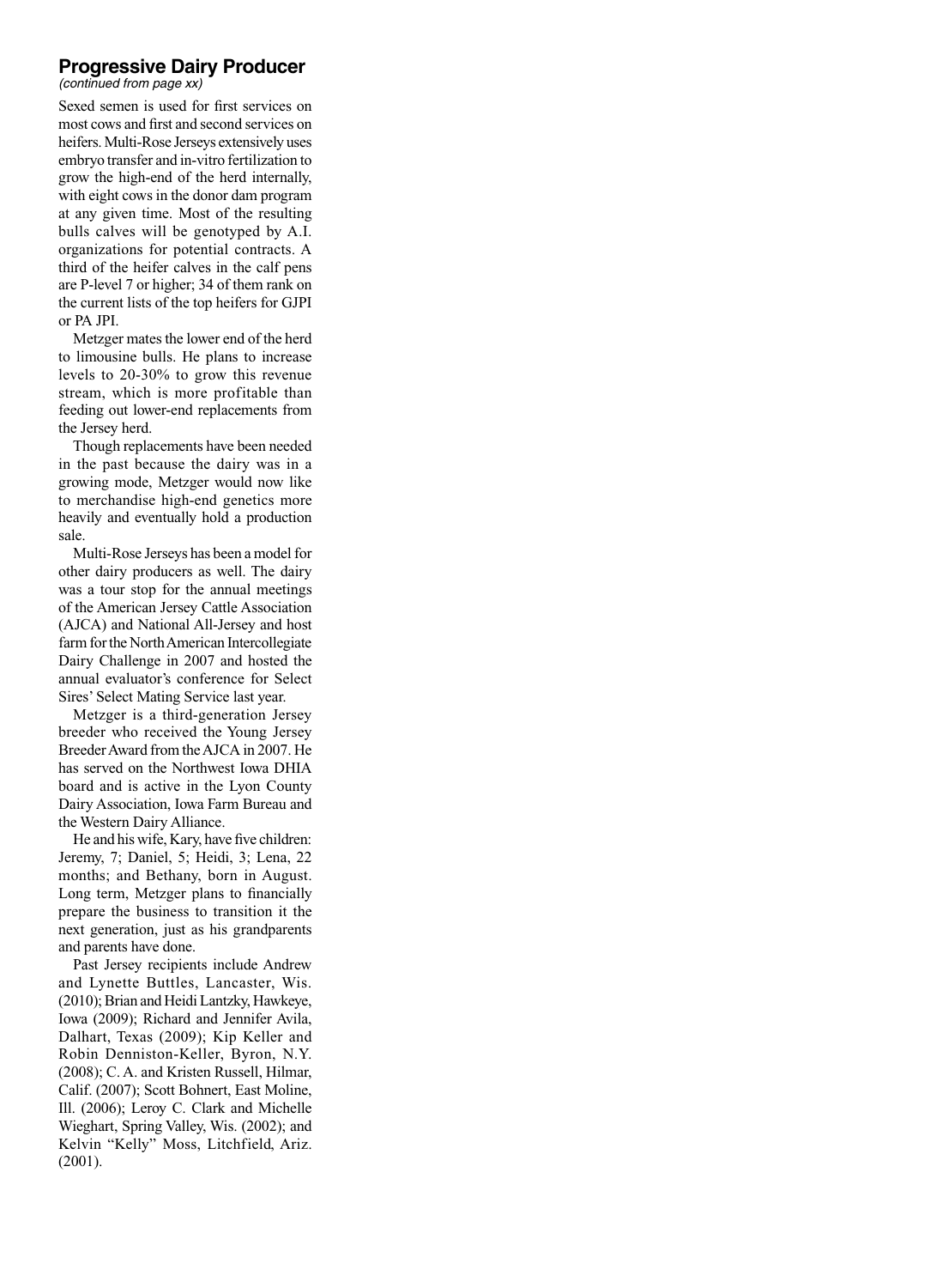## Progressive Dairy Producer

*(continued from page xx)*

Sexed semen is used for first services on most cows and first and second services on heifers. Multi-Rose Jerseys extensively uses embryo transfer and in-vitro fertilization to grow the high-end of the herd internally, with eight cows in the donor dam program at any given time. Most of the resulting bulls calves will be genotyped by A.I. organizations for potential contracts. A third of the heifer calves in the calf pens are P-level 7 or higher; 34 of them rank on the current lists of the top heifers for GJPI or PA JPI.

Metzger mates the lower end of the herd to limousine bulls. He plans to increase levels to 20-30% to grow this revenue stream, which is more profitable than feeding out lower-end replacements from the Jersey herd.

Though replacements have been needed in the past because the dairy was in a growing mode, Metzger would now like to merchandise high-end genetics more heavily and eventually hold a production sale.

Multi-Rose Jerseys has been a model for other dairy producers as well. The dairy was a tour stop for the annual meetings of the American Jersey Cattle Association (AJCA) and National All-Jersey and host farm for the North American Intercollegiate Dairy Challenge in 2007 and hosted the annual evaluator's conference for Select Sires' Select Mating Service last year.

Metzger is a third-generation Jersey breeder who received the Young Jersey Breeder Award from the AJCA in 2007. He has served on the Northwest Iowa DHIA board and is active in the Lyon County Dairy Association, Iowa Farm Bureau and the Western Dairy Alliance.

He and his wife, Kary, have five children: Jeremy, 7; Daniel, 5; Heidi, 3; Lena, 22 months; and Bethany, born in August. Long term, Metzger plans to financially prepare the business to transition it the next generation, just as his grandparents and parents have done.

Past Jersey recipients include Andrew and Lynette Buttles, Lancaster, Wis. (2010); Brian and Heidi Lantzky, Hawkeye, Iowa (2009); Richard and Jennifer Avila, Dalhart, Texas (2009); Kip Keller and Robin Denniston-Keller, Byron, N.Y. (2008); C. A. and Kristen Russell, Hilmar, Calif. (2007); Scott Bohnert, East Moline, Ill. (2006); Leroy C. Clark and Michelle Wieghart, Spring Valley, Wis. (2002); and Kelvin "Kelly" Moss, Litchfield, Ariz. (2001).